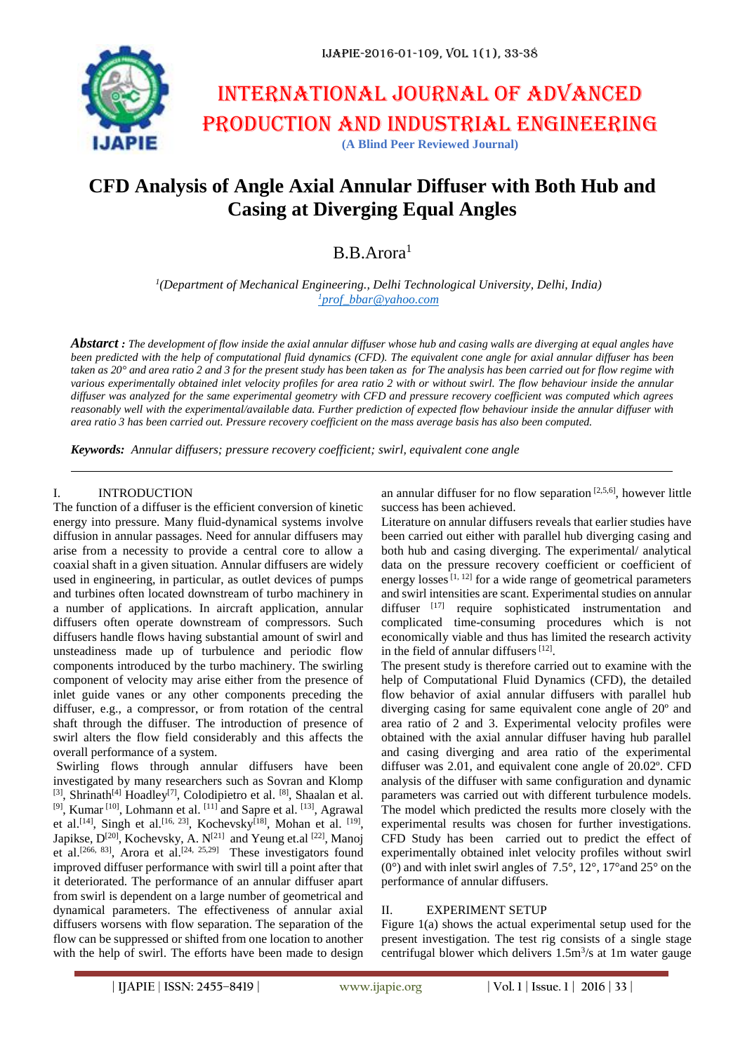# INTERNATIONAL JOURNAL OF ADVANCED PRODUCTION AND INDUSTRIAL ENGINEERING

**(A Blind Peer Reviewed Journal)**

# CFD Analysis of Angle Axial Annular Diffuser with Both Hub and Casing at Diverging Equal Angles

B.B.Arora[1]

[1](Department of Mechanical Engineering., Delhi Technological University, Delhi, India)
[1]prof_bbar@yahoo.com

***Abstarct :*** *The development of flow inside the axial annular diffuser whose hub and casing walls are diverging at equal angles have been predicted with the help of computational fluid dynamics (CFD). The equivalent cone angle for axial annular diffuser has been taken as 20° and area ratio 2 and 3 for the present study has been taken as for The analysis has been carried out for flow regime with various experimentally obtained inlet velocity profiles for area ratio 2 with or without swirl. The flow behaviour inside the annular diffuser was analyzed for the same experimental geometry with CFD and pressure recovery coefficient was computed which agrees reasonably well with the experimental/available data. Further prediction of expected flow behaviour inside the annular diffuser with area ratio 3 has been carried out. Pressure recovery coefficient on the mass average basis has also been computed.*

***Keywords:*** *Annular diffusers; pressure recovery coefficient; swirl, equivalent cone angle*

## I. INTRODUCTION

The function of a diffuser is the efficient conversion of kinetic energy into pressure. Many fluid-dynamical systems involve diffusion in annular passages. Need for annular diffusers may arise from a necessity to provide a central core to allow a coaxial shaft in a given situation. Annular diffusers are widely used in engineering, in particular, as outlet devices of pumps and turbines often located downstream of turbo machinery in a number of applications. In aircraft application, annular diffusers often operate downstream of compressors. Such diffusers handle flows having substantial amount of swirl and unsteadiness made up of turbulence and periodic flow components introduced by the turbo machinery. The swirling component of velocity may arise either from the presence of inlet guide vanes or any other components preceding the diffuser, e.g., a compressor, or from rotation of the central shaft through the diffuser. The introduction of presence of swirl alters the flow field considerably and this affects the overall performance of a system.

Swirling flows through annular diffusers have been investigated by many researchers such as Sovran and Klomp [3], Shrinath[4] Hoadley[7], Colodipietro et al. [8], Shaalan et al. [9], Kumar [10], Lohmann et al. [11] and Sapre et al. [13], Agrawal et al.[14], Singh et al.[16, 23], Kochevsky[18], Mohan et al. [19], Japikse, D[20], Kochevsky, A. N[21] and Yeung et.al [22], Manoj et al.[266, 83], Arora et al.[24, 25,29] These investigators found improved diffuser performance with swirl till a point after that it deteriorated. The performance of an annular diffuser apart from swirl is dependent on a large number of geometrical and dynamical parameters. The effectiveness of annular axial diffusers worsens with flow separation. The separation of the flow can be suppressed or shifted from one location to another with the help of swirl. The efforts have been made to design an annular diffuser for no flow separation [2,5,6], however little success has been achieved.

Literature on annular diffusers reveals that earlier studies have been carried out either with parallel hub diverging casing and both hub and casing diverging. The experimental/ analytical data on the pressure recovery coefficient or coefficient of energy losses [1, 12] for a wide range of geometrical parameters and swirl intensities are scant. Experimental studies on annular diffuser [17] require sophisticated instrumentation and complicated time-consuming procedures which is not economically viable and thus has limited the research activity in the field of annular diffusers [12].

The present study is therefore carried out to examine with the help of Computational Fluid Dynamics (CFD), the detailed flow behavior of axial annular diffusers with parallel hub diverging casing for same equivalent cone angle of 20º and area ratio of 2 and 3. Experimental velocity profiles were obtained with the axial annular diffuser having hub parallel and casing diverging and area ratio of the experimental diffuser was 2.01, and equivalent cone angle of 20.02º. CFD analysis of the diffuser with same configuration and dynamic parameters was carried out with different turbulence models. The model which predicted the results more closely with the experimental results was chosen for further investigations. CFD Study has been carried out to predict the effect of experimentally obtained inlet velocity profiles without swirl (0°) and with inlet swirl angles of 7.5°, 12°, 17°and 25° on the performance of annular diffusers.

## II. EXPERIMENT SETUP

Figure 1(a) shows the actual experimental setup used for the present investigation. The test rig consists of a single stage centrifugal blower which delivers $1.5m^3/s$ at 1m water gauge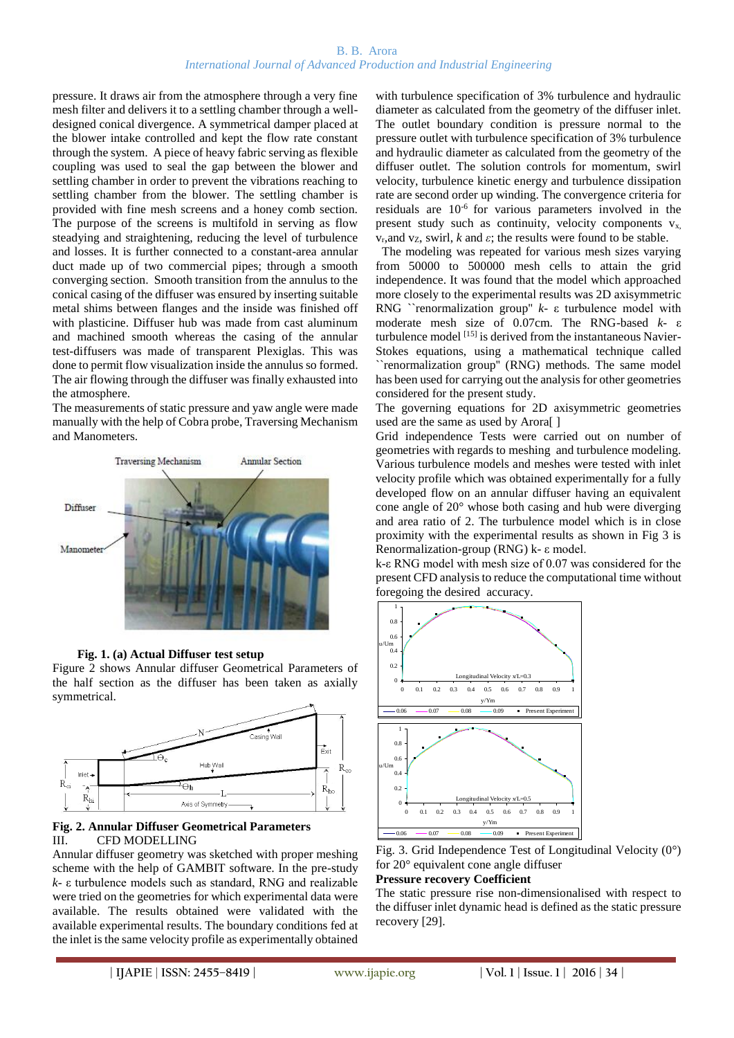pressure. It draws air from the atmosphere through a very fine mesh filter and delivers it to a settling chamber through a well-designed conical divergence. A symmetrical damper placed at the blower intake controlled and kept the flow rate constant through the system. A piece of heavy fabric serving as flexible coupling was used to seal the gap between the blower and settling chamber in order to prevent the vibrations reaching to settling chamber from the blower. The settling chamber is provided with fine mesh screens and a honey comb section. The purpose of the screens is multifold in serving as flow steadying and straightening, reducing the level of turbulence and losses. It is further connected to a constant-area annular duct made up of two commercial pipes; through a smooth converging section. Smooth transition from the annulus to the conical casing of the diffuser was ensured by inserting suitable metal shims between flanges and the inside was finished off with plasticine. Diffuser hub was made from cast aluminum and machined smooth whereas the casing of the annular test-diffusers was made of transparent Plexiglas. This was done to permit flow visualization inside the annulus so formed. The air flowing through the diffuser was finally exhausted into the atmosphere.

The measurements of static pressure and yaw angle were made manually with the help of Cobra probe, Traversing Mechanism and Manometers.

**Fig. 1. (a) Actual Diffuser test setup**

Figure 2 shows Annular diffuser Geometrical Parameters of the half section as the diffuser has been taken as axially symmetrical.

**Fig. 2. Annular Diffuser Geometrical Parameters**

## III. CFD MODELLING

Annular diffuser geometry was sketched with proper meshing scheme with the help of GAMBIT software. In the pre-study $k$- $\varepsilon$ turbulence models such as standard, RNG and realizable were tried on the geometries for which experimental data were available. The results obtained were validated with the available experimental results. The boundary conditions fed at the inlet is the same velocity profile as experimentally obtained with turbulence specification of 3% turbulence and hydraulic diameter as calculated from the geometry of the diffuser inlet. The outlet boundary condition is pressure normal to the pressure outlet with turbulence specification of 3% turbulence and hydraulic diameter as calculated from the geometry of the diffuser outlet. The solution controls for momentum, swirl velocity, turbulence kinetic energy and turbulence dissipation rate are second order up winding. The convergence criteria for residuals are $10^{-6}$ for various parameters involved in the present study such as continuity, velocity components $v_x$, $v_r$, and $v_z$, swirl, $k$ and $\varepsilon$; the results were found to be stable.

The modeling was repeated for various mesh sizes varying from 50000 to 500000 mesh cells to attain the grid independence. It was found that the model which approached more closely to the experimental results was 2D axisymmetric RNG ``renormalization group" $k$- $\varepsilon$ turbulence model with moderate mesh size of 0.07cm. The RNG-based $k$- $\varepsilon$ turbulence model [15] is derived from the instantaneous Navier-Stokes equations, using a mathematical technique called ``renormalization group" (RNG) methods. The same model has been used for carrying out the analysis for other geometries considered for the present study.

The governing equations for 2D axisymmetric geometries used are the same as used by Arora[ ]

Grid independence Tests were carried out on number of geometries with regards to meshing and turbulence modeling. Various turbulence models and meshes were tested with inlet velocity profile which was obtained experimentally for a fully developed flow on an annular diffuser having an equivalent cone angle of 20° whose both casing and hub were diverging and area ratio of 2. The turbulence model which is in close proximity with the experimental results as shown in Fig 3 is Renormalization-group (RNG) k- ε model.

k-ε RNG model with mesh size of 0.07 was considered for the present CFD analysis to reduce the computational time without foregoing the desired accuracy.

Fig. 3. Grid Independence Test of Longitudinal Velocity (0°) for 20° equivalent cone angle diffuser

**Pressure recovery Coefficient**

The static pressure rise non-dimensionalised with respect to the diffuser inlet dynamic head is defined as the static pressure recovery [29].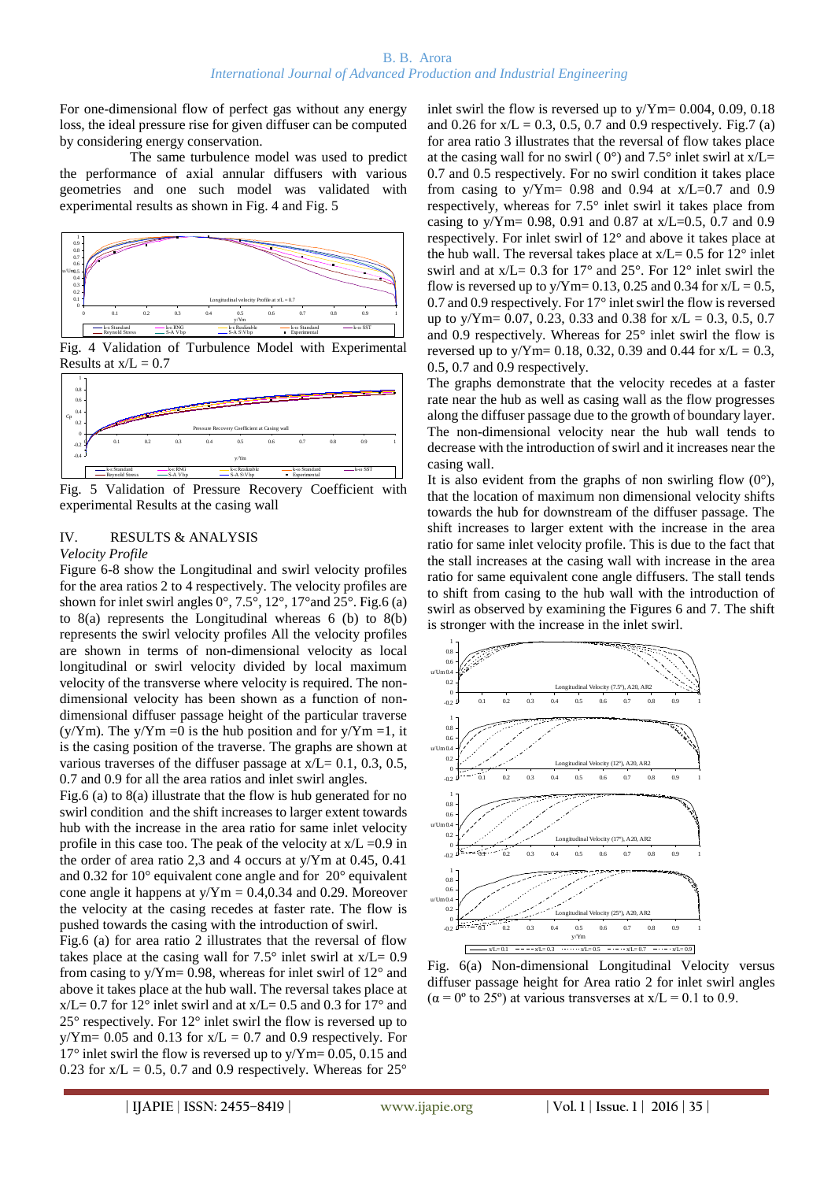For one-dimensional flow of perfect gas without any energy loss, the ideal pressure rise for given diffuser can be computed by considering energy conservation.

The same turbulence model was used to predict the performance of axial annular diffusers with various geometries and one such model was validated with experimental results as shown in Fig. 4 and Fig. 5

Fig. 4 Validation of Turbulence Model with Experimental Results at $x/L = 0.7$

Fig. 5 Validation of Pressure Recovery Coefficient with experimental Results at the casing wall

## IV. RESULTS & ANALYSIS

### *Velocity Profile*

Figure 6-8 show the Longitudinal and swirl velocity profiles for the area ratios 2 to 4 respectively. The velocity profiles are shown for inlet swirl angles 0°, 7.5°, 12°, 17°and 25°. Fig.6 (a) to 8(a) represents the Longitudinal whereas 6 (b) to 8(b) represents the swirl velocity profiles All the velocity profiles are shown in terms of non-dimensional velocity as local longitudinal or swirl velocity divided by local maximum velocity of the transverse where velocity is required. The non-dimensional velocity has been shown as a function of non-dimensional diffuser passage height of the particular traverse ($y/Ym$). The $y/Ym = 0$ is the hub position and for $y/Ym = 1$, it is the casing position of the traverse. The graphs are shown at various traverses of the diffuser passage at $x/L$= 0.1, 0.3, 0.5, 0.7 and 0.9 for all the area ratios and inlet swirl angles.

Fig.6 (a) to 8(a) illustrate that the flow is hub generated for no swirl condition and the shift increases to larger extent towards hub with the increase in the area ratio for same inlet velocity profile in this case too. The peak of the velocity at $x/L = 0.9$ in the order of area ratio 2,3 and 4 occurs at $y/Ym$ at 0.45, 0.41 and 0.32 for 10° equivalent cone angle and for 20° equivalent cone angle it happens at $y/Ym$ = 0.4,0.34 and 0.29. Moreover the velocity at the casing recedes at faster rate. The flow is pushed towards the casing with the introduction of swirl.

Fig.6 (a) for area ratio 2 illustrates that the reversal of flow takes place at the casing wall for 7.5° inlet swirl at $x/L$= 0.9 from casing to $y/Ym$= 0.98, whereas for inlet swirl of 12° and above it takes place at the hub wall. The reversal takes place at $x/L$= 0.7 for 12° inlet swirl and at $x/L$= 0.5 and 0.3 for 17° and 25° respectively. For 12° inlet swirl the flow is reversed up to $y/Ym$= 0.05 and 0.13 for $x/L$ = 0.7 and 0.9 respectively. For 17° inlet swirl the flow is reversed up to $y/Ym$= 0.05, 0.15 and 0.23 for $x/L$ = 0.5, 0.7 and 0.9 respectively. Whereas for 25° inlet swirl the flow is reversed up to $y/Ym$= 0.004, 0.09, 0.18 and 0.26 for $x/L$ = 0.3, 0.5, 0.7 and 0.9 respectively. Fig.7 (a) for area ratio 3 illustrates that the reversal of flow takes place at the casing wall for no swirl ( 0°) and 7.5° inlet swirl at $x/L$= 0.7 and 0.5 respectively. For no swirl condition it takes place from casing to $y/Ym$= 0.98 and 0.94 at $x/L$=0.7 and 0.9 respectively, whereas for 7.5° inlet swirl it takes place from casing to $y/Ym$= 0.98, 0.91 and 0.87 at $x/L$=0.5, 0.7 and 0.9 respectively. For inlet swirl of 12° and above it takes place at the hub wall. The reversal takes place at $x/L$= 0.5 for 12° inlet swirl and at $x/L$= 0.3 for 17° and 25°. For 12° inlet swirl the flow is reversed up to $y/Ym$= 0.13, 0.25 and 0.34 for $x/L$ = 0.5, 0.7 and 0.9 respectively. For 17° inlet swirl the flow is reversed up to $y/Ym$= 0.07, 0.23, 0.33 and 0.38 for $x/L$ = 0.3, 0.5, 0.7 and 0.9 respectively. Whereas for 25° inlet swirl the flow is reversed up to $y/Ym$= 0.18, 0.32, 0.39 and 0.44 for $x/L$ = 0.3, 0.5, 0.7 and 0.9 respectively.

The graphs demonstrate that the velocity recedes at a faster rate near the hub as well as casing wall as the flow progresses along the diffuser passage due to the growth of boundary layer. The non-dimensional velocity near the hub wall tends to decrease with the introduction of swirl and it increases near the casing wall.

It is also evident from the graphs of non swirling flow (0°), that the location of maximum non dimensional velocity shifts towards the hub for downstream of the diffuser passage. The shift increases to larger extent with the increase in the area ratio for same inlet velocity profile. This is due to the fact that the stall increases at the casing wall with increase in the area ratio for same equivalent cone angle diffusers. The stall tends to shift from casing to the hub wall with the introduction of swirl as observed by examining the Figures 6 and 7. The shift is stronger with the increase in the inlet swirl.

Fig. 6(a) Non-dimensional Longitudinal Velocity versus diffuser passage height for Area ratio 2 for inlet swirl angles ($\alpha = 0°$ to 25°) at various transverses at $x/L = 0.1$ to 0.9.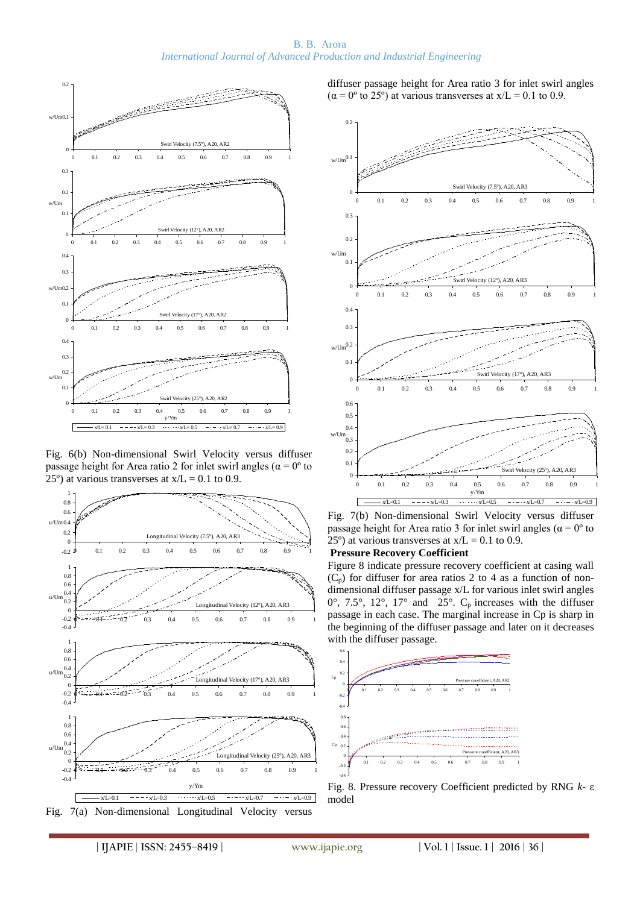Fig. 6(b) Non-dimensional Swirl Velocity versus diffuser passage height for Area ratio 2 for inlet swirl angles ($\alpha = 0º$ to $25º$) at various transverses at $x/L = 0.1$ to $0.9$.

Fig. 7(a) Non-dimensional Longitudinal Velocity versus diffuser passage height for Area ratio 3 for inlet swirl angles ($\alpha = 0º$ to $25º$) at various transverses at $x/L = 0.1$ to $0.9$.

Fig. 7(b) Non-dimensional Swirl Velocity versus diffuser passage height for Area ratio 3 for inlet swirl angles ($\alpha = 0º$ to $25º$) at various transverses at $x/L = 0.1$ to $0.9$.

**Pressure Recovery Coefficient**

Figure 8 indicate pressure recovery coefficient at casing wall ($C_p$) for diffuser for area ratios 2 to 4 as a function of non-dimensional diffuser passage x/L for various inlet swirl angles 0°, 7.5°, 12°, 17° and 25°. $C_p$ increases with the diffuser passage in each case. The marginal increase in Cp is sharp in the beginning of the diffuser passage and later on it decreases with the diffuser passage.

Fig. 8. Pressure recovery Coefficient predicted by RNG $k$- $\varepsilon$ model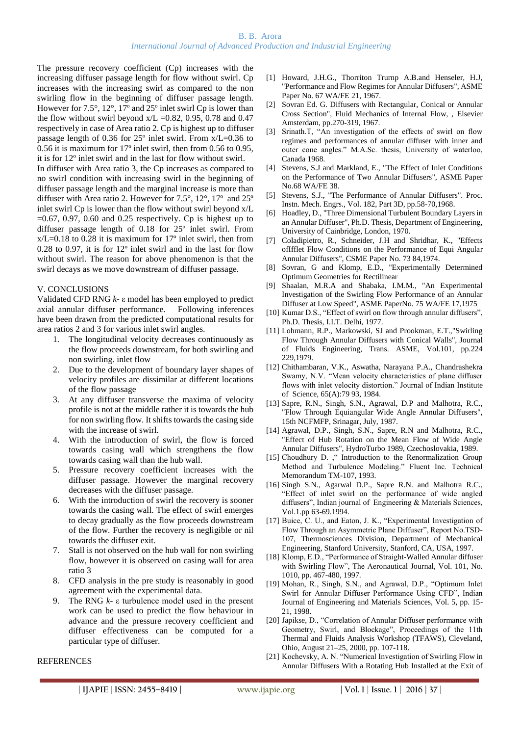The pressure recovery coefficient (Cp) increases with the increasing diffuser passage length for flow without swirl. Cp increases with the increasing swirl as compared to the non swirling flow in the beginning of diffuser passage length. However for 7.5°, 12°, 17º and 25º inlet swirl Cp is lower than the flow without swirl beyond x/L =0.82, 0.95, 0.78 and 0.47 respectively in case of Area ratio 2. Cp is highest up to diffuser passage length of 0.36 for 25º inlet swirl. From x/L=0.36 to 0.56 it is maximum for 17º inlet swirl, then from 0.56 to 0.95, it is for 12º inlet swirl and in the last for flow without swirl.

In diffuser with Area ratio 3, the Cp increases as compared to no swirl condition with increasing swirl in the beginning of diffuser passage length and the marginal increase is more than diffuser with Area ratio 2. However for 7.5°, 12°, 17º and 25º inlet swirl Cp is lower than the flow without swirl beyond x/L =0.67, 0.97, 0.60 and 0.25 respectively. Cp is highest up to diffuser passage length of 0.18 for 25º inlet swirl. From x/L=0.18 to 0.28 it is maximum for 17º inlet swirl, then from 0.28 to 0.97, it is for 12º inlet swirl and in the last for flow without swirl. The reason for above phenomenon is that the swirl decays as we move downstream of diffuser passage.

## V. CONCLUSIONS

Validated CFD RNG $k$- ε model has been employed to predict axial annular diffuser performance. Following inferences have been drawn from the predicted computational results for area ratios 2 and 3 for various inlet swirl angles.

1. The longitudinal velocity decreases continuously as the flow proceeds downstream, for both swirling and non swirling. inlet flow
2. Due to the development of boundary layer shapes of velocity profiles are dissimilar at different locations of the flow passage
3. At any diffuser transverse the maxima of velocity profile is not at the middle rather it is towards the hub for non swirling flow. It shifts towards the casing side with the increase of swirl.
4. With the introduction of swirl, the flow is forced towards casing wall which strengthens the flow towards casing wall than the hub wall.
5. Pressure recovery coefficient increases with the diffuser passage. However the marginal recovery decreases with the diffuser passage.
6. With the introduction of swirl the recovery is sooner towards the casing wall. The effect of swirl emerges to decay gradually as the flow proceeds downstream of the flow. Further the recovery is negligible or nil towards the diffuser exit.
7. Stall is not observed on the hub wall for non swirling flow, however it is observed on casing wall for area ratio 3
8. CFD analysis in the pre study is reasonably in good agreement with the experimental data.
9. The RNG $k$- ε turbulence model used in the present work can be used to predict the flow behaviour in advance and the pressure recovery coefficient and diffuser effectiveness can be computed for a particular type of diffuser.

## REFERENCES

[1] Howard, J.H.G., Thorriton Trurnp A.B.and Henseler, H.J, "Performance and Flow Regimes for Annular Diffusers", ASME Paper No. 67 WA/FE 21, 1967.

[2] Sovran Ed. G. Diffusers with Rectangular, Conical or Annular Cross Section", Fluid Mechanics of Internal Flow, , Elsevier Amsterdam, pp.270-319, 1967.

[3] Srinath.T, "An investigation of the effects of swirl on flow regimes and performances of annular diffuser with inner and outer cone angles." M.A.Sc. thesis, University of waterloo, Canada 1968.

[4] Stevens, S.J and Markland, E., "The Effect of Inlet Conditions on the Performance of Two Annular Diffusers", ASME Paper No.68 WA/FE 38.

[5] Stevens, S.J., "The Performance of Annular Diffusers". Proc. Instn. Mech. Engrs., Vol. 182, Part 3D, pp.58-70,1968.

[6] Hoadley, D., "Three Dimensional Turbulent Boundary Layers in an Annular Diffuser", Ph.D. Thesis, Department of Engineering, University of Cainbridge, London, 1970.

[7] Coladipietro, R., Schneider, J.H and Shridhar, K., "Effects oflfflet Flow Conditions on the Performance of Equi Angular Annular Diffusers", CSME Paper No. 73 84,1974.

[8] Sovran, G and Klomp, E.D., "Experimentally Determined Optimum Geometries for Rectilinear

[9] Shaalan, M.R.A and Shabaka, I.M.M., "An Experimental Investigation of the Swirling Flow Performance of an Annular Diffuser at Low Speed", ASME PaperNo. 75 WA/FE 17,1975

[10] Kumar D.S., "Effect of swirl on flow through annular diffusers", Ph.D. Thesis, I.I.T. Delhi, 1977.

[11] Lohmann, R.P., Markowski, SJ and Prookman, E.T.,"Swirling Flow Through Annular Diffusers with Conical Walls", Journal of Fluids Engineering, Trans. ASME, Vol.101, pp.224 229,1979.

[12] Chithambaran, V.K., Aswatha, Narayana P.A., Chandrashekra Swamy, N.V. "Mean velocity characteristics of plane diffuser flows with inlet velocity distortion." Journal of Indian Institute of Science, 65(A):79 93, 1984.

[13] Sapre, R.N., Singh, S.N., Agrawal, D.P and Malhotra, R.C., "Flow Through Equiangular Wide Angle Annular Diffusers", 15th NCFMFP, Srinagar, July, 1987.

[14] Agrawal, D.P., Singh, S.N., Sapre, R.N and Malhotra, R.C., "Effect of Hub Rotation on the Mean Flow of Wide Angle Annular Diffusers", HydroTurbo 1989, Czechoslovakia, 1989.

[15] Choudhury D. ," Introduction to the Renormalization Group Method and Turbulence Modeling." Fluent Inc. Technical Memorandum TM-107, 1993.

[16] Singh S.N., Agarwal D.P., Sapre R.N. and Malhotra R.C., "Effect of inlet swirl on the performance of wide angled diffusers", Indian journal of Engineering & Materials Sciences, Vol.1.pp 63-69.1994.

[17] Buice, C. U., and Eaton, J. K., "Experimental Investigation of Flow Through an Asymmetric Plane Diffuser", Report No.TSD-107, Thermosciences Division, Department of Mechanical Engineering, Stanford University, Stanford, CA, USA, 1997.

[18] Klomp, E.D., "Performance of Straight-Walled Annular diffuser with Swirling Flow", The Aeronautical Journal, Vol. 101, No. 1010, pp. 467-480, 1997.

[19] Mohan, R., Singh, S.N., and Agrawal, D.P., "Optimum Inlet Swirl for Annular Diffuser Performance Using CFD", Indian Journal of Engineering and Materials Sciences, Vol. 5, pp. 15-21, 1998.

[20] Japikse, D., "Correlation of Annular Diffuser performance with Geometry, Swirl, and Blockage", Proceedings of the 11th Thermal and Fluids Analysis Workshop (TFAWS), Cleveland, Ohio, August 21–25, 2000, pp. 107-118.

[21] Kochevsky, A. N. "Numerical Investigation of Swirling Flow in Annular Diffusers With a Rotating Hub Installed at the Exit of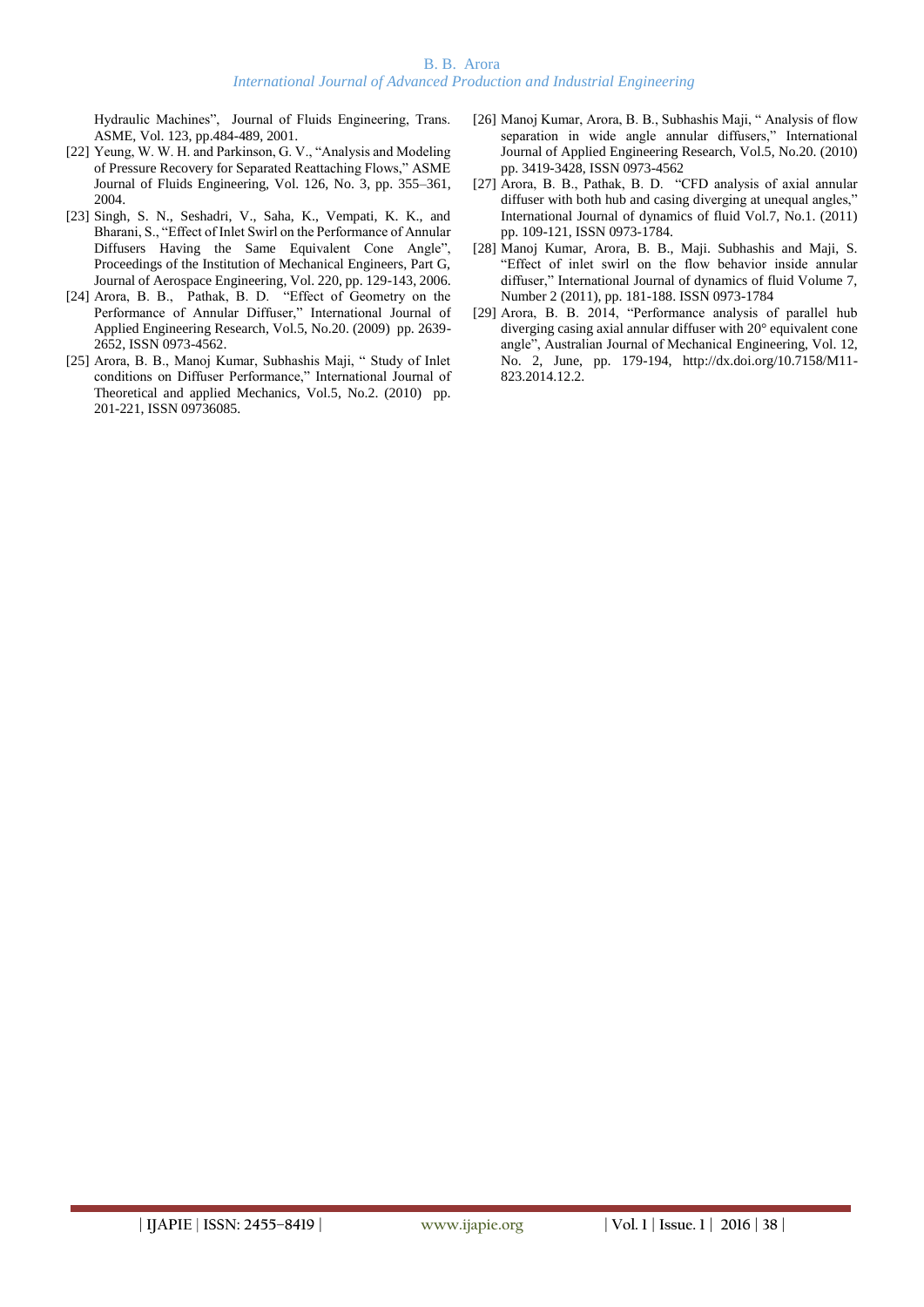Hydraulic Machines", Journal of Fluids Engineering, Trans. ASME, Vol. 123, pp.484-489, 2001.

[22] Yeung, W. W. H. and Parkinson, G. V., "Analysis and Modeling of Pressure Recovery for Separated Reattaching Flows," ASME Journal of Fluids Engineering, Vol. 126, No. 3, pp. 355–361, 2004.

[23] Singh, S. N., Seshadri, V., Saha, K., Vempati, K. K., and Bharani, S., "Effect of Inlet Swirl on the Performance of Annular Diffusers Having the Same Equivalent Cone Angle", Proceedings of the Institution of Mechanical Engineers, Part G, Journal of Aerospace Engineering, Vol. 220, pp. 129-143, 2006.

[24] Arora, B. B., Pathak, B. D. "Effect of Geometry on the Performance of Annular Diffuser," International Journal of Applied Engineering Research, Vol.5, No.20. (2009) pp. 2639-2652, ISSN 0973-4562.

[25] Arora, B. B., Manoj Kumar, Subhashis Maji, " Study of Inlet conditions on Diffuser Performance," International Journal of Theoretical and applied Mechanics, Vol.5, No.2. (2010) pp. 201-221, ISSN 09736085.

[26] Manoj Kumar, Arora, B. B., Subhashis Maji, " Analysis of flow separation in wide angle annular diffusers," International Journal of Applied Engineering Research, Vol.5, No.20. (2010) pp. 3419-3428, ISSN 0973-4562

[27] Arora, B. B., Pathak, B. D. "CFD analysis of axial annular diffuser with both hub and casing diverging at unequal angles," International Journal of dynamics of fluid Vol.7, No.1. (2011) pp. 109-121, ISSN 0973-1784.

[28] Manoj Kumar, Arora, B. B., Maji. Subhashis and Maji, S. "Effect of inlet swirl on the flow behavior inside annular diffuser," International Journal of dynamics of fluid Volume 7, Number 2 (2011), pp. 181-188. ISSN 0973-1784

[29] Arora, B. B. 2014, "Performance analysis of parallel hub diverging casing axial annular diffuser with 20° equivalent cone angle", Australian Journal of Mechanical Engineering, Vol. 12, No. 2, June, pp. 179-194, http://dx.doi.org/10.7158/M11-823.2014.12.2.